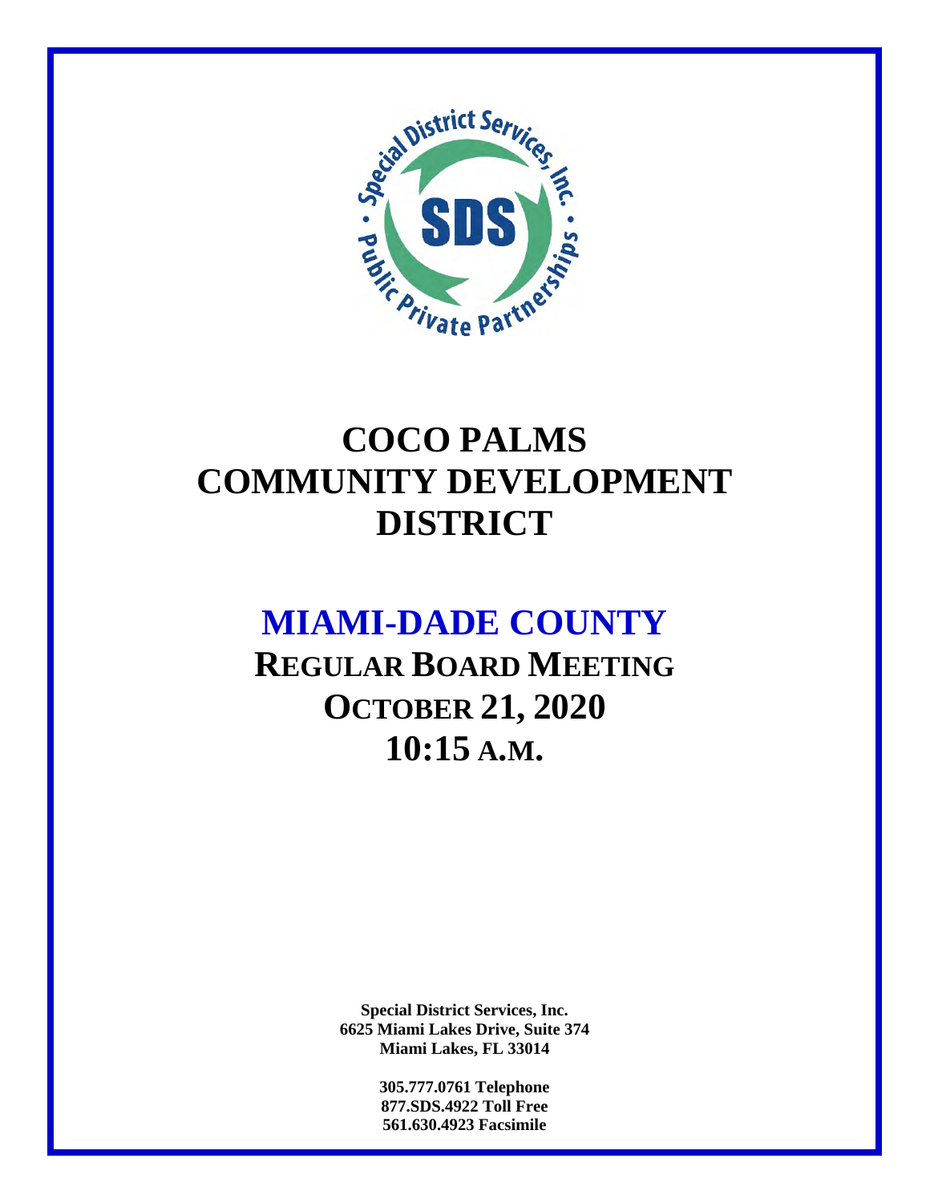# COCO PALMS COMMUNITY DEVELOPMENT DISTRICT

## MIAMI-DADE COUNTY

## REGULAR BOARD MEETING
## OCTOBER 21, 2020
## 10:15 A.M.

**Special District Services, Inc.**
**6625 Miami Lakes Drive, Suite 374**
**Miami Lakes, FL 33014**

**305.777.0761 Telephone**
**877.SDS.4922 Toll Free**
**561.630.4923 Facsimile**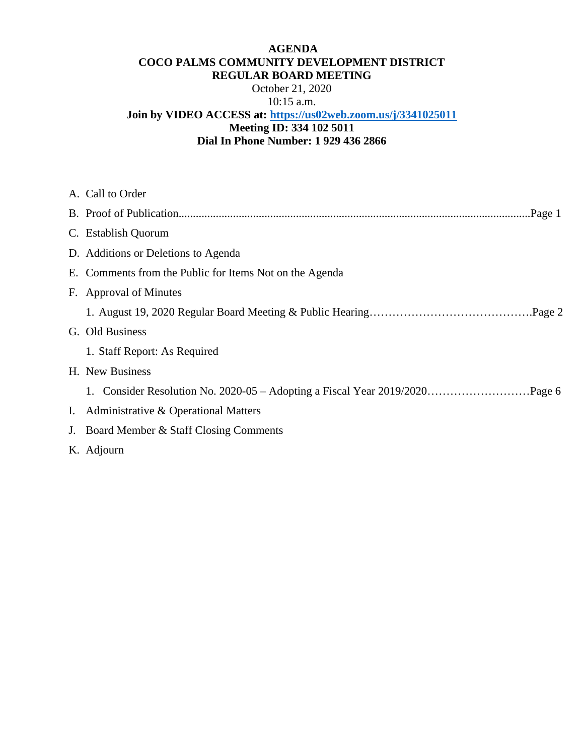**AGENDA**
**COCO PALMS COMMUNITY DEVELOPMENT DISTRICT**
**REGULAR BOARD MEETING**
October 21, 2020
10:15 a.m.
**Join by VIDEO ACCESS at: [https://us02web.zoom.us/j/3341025011](https://us02web.zoom.us/j/3341025011)**
**Meeting ID: 334 102 5011**
**Dial In Phone Number: 1 929 436 2866**

A. Call to Order

B. Proof of Publication.......................................................................................................................Page 1

C. Establish Quorum

D. Additions or Deletions to Agenda

E. Comments from the Public for Items Not on the Agenda

F. Approval of Minutes

  1. August 19, 2020 Regular Board Meeting & Public Hearing…………………………………….Page 2

G. Old Business

  1. Staff Report: As Required

H. New Business

  1. Consider Resolution No. 2020-05 – Adopting a Fiscal Year 2019/2020………………………Page 6

I. Administrative & Operational Matters

J. Board Member & Staff Closing Comments

K. Adjourn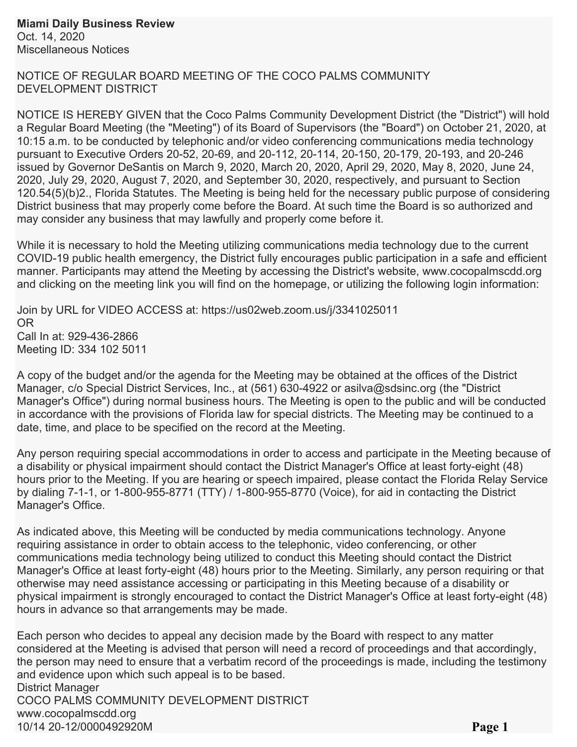**Miami Daily Business Review**
Oct. 14, 2020
Miscellaneous Notices

NOTICE OF REGULAR BOARD MEETING OF THE COCO PALMS COMMUNITY DEVELOPMENT DISTRICT

NOTICE IS HEREBY GIVEN that the Coco Palms Community Development District (the "District") will hold a Regular Board Meeting (the "Meeting") of its Board of Supervisors (the "Board") on October 21, 2020, at 10:15 a.m. to be conducted by telephonic and/or video conferencing communications media technology pursuant to Executive Orders 20-52, 20-69, and 20-112, 20-114, 20-150, 20-179, 20-193, and 20-246 issued by Governor DeSantis on March 9, 2020, March 20, 2020, April 29, 2020, May 8, 2020, June 24, 2020, July 29, 2020, August 7, 2020, and September 30, 2020, respectively, and pursuant to Section 120.54(5)(b)2., Florida Statutes. The Meeting is being held for the necessary public purpose of considering District business that may properly come before the Board. At such time the Board is so authorized and may consider any business that may lawfully and properly come before it.

While it is necessary to hold the Meeting utilizing communications media technology due to the current COVID-19 public health emergency, the District fully encourages public participation in a safe and efficient manner. Participants may attend the Meeting by accessing the District's website, www.cocopalmscdd.org and clicking on the meeting link you will find on the homepage, or utilizing the following login information:

Join by URL for VIDEO ACCESS at: https://us02web.zoom.us/j/3341025011
OR
Call In at: 929-436-2866
Meeting ID: 334 102 5011

A copy of the budget and/or the agenda for the Meeting may be obtained at the offices of the District Manager, c/o Special District Services, Inc., at (561) 630-4922 or asilva@sdsinc.org (the "District Manager's Office") during normal business hours. The Meeting is open to the public and will be conducted in accordance with the provisions of Florida law for special districts. The Meeting may be continued to a date, time, and place to be specified on the record at the Meeting.

Any person requiring special accommodations in order to access and participate in the Meeting because of a disability or physical impairment should contact the District Manager's Office at least forty-eight (48) hours prior to the Meeting. If you are hearing or speech impaired, please contact the Florida Relay Service by dialing 7-1-1, or 1-800-955-8771 (TTY) / 1-800-955-8770 (Voice), for aid in contacting the District Manager's Office.

As indicated above, this Meeting will be conducted by media communications technology. Anyone requiring assistance in order to obtain access to the telephonic, video conferencing, or other communications media technology being utilized to conduct this Meeting should contact the District Manager's Office at least forty-eight (48) hours prior to the Meeting. Similarly, any person requiring or that otherwise may need assistance accessing or participating in this Meeting because of a disability or physical impairment is strongly encouraged to contact the District Manager's Office at least forty-eight (48) hours in advance so that arrangements may be made.

Each person who decides to appeal any decision made by the Board with respect to any matter considered at the Meeting is advised that person will need a record of proceedings and that accordingly, the person may need to ensure that a verbatim record of the proceedings is made, including the testimony and evidence upon which such appeal is to be based.
District Manager
COCO PALMS COMMUNITY DEVELOPMENT DISTRICT
www.cocopalmscdd.org
10/14 20-12/0000492920M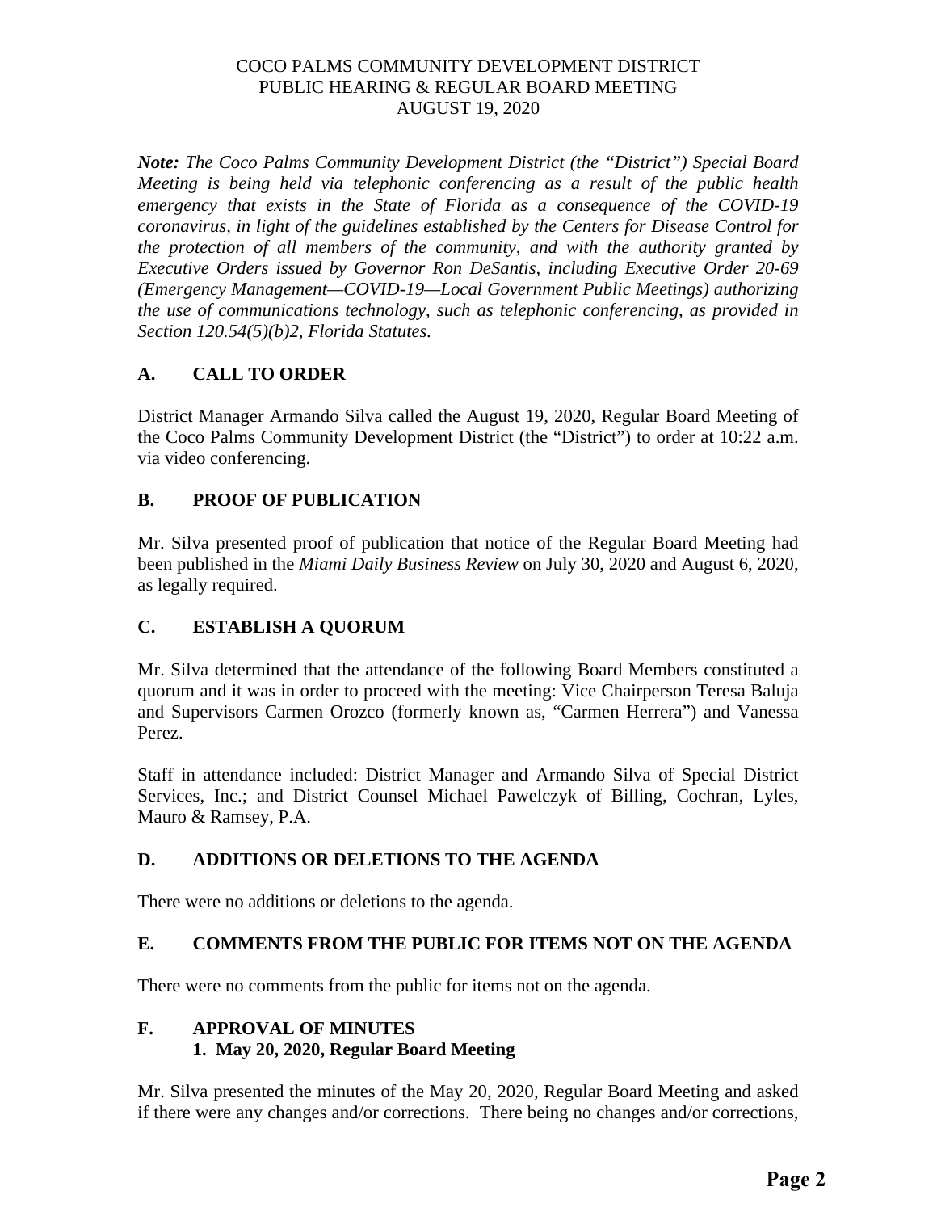COCO PALMS COMMUNITY DEVELOPMENT DISTRICT
PUBLIC HEARING & REGULAR BOARD MEETING
AUGUST 19, 2020

***Note:** The Coco Palms Community Development District (the "District") Special Board Meeting is being held via telephonic conferencing as a result of the public health emergency that exists in the State of Florida as a consequence of the COVID-19 coronavirus, in light of the guidelines established by the Centers for Disease Control for the protection of all members of the community, and with the authority granted by Executive Orders issued by Governor Ron DeSantis, including Executive Order 20-69 (Emergency Management—COVID-19—Local Government Public Meetings) authorizing the use of communications technology, such as telephonic conferencing, as provided in Section 120.54(5)(b)2, Florida Statutes.*

## A. CALL TO ORDER

District Manager Armando Silva called the August 19, 2020, Regular Board Meeting of the Coco Palms Community Development District (the "District") to order at 10:22 a.m. via video conferencing.

## B. PROOF OF PUBLICATION

Mr. Silva presented proof of publication that notice of the Regular Board Meeting had been published in the *Miami Daily Business Review* on July 30, 2020 and August 6, 2020, as legally required.

## C. ESTABLISH A QUORUM

Mr. Silva determined that the attendance of the following Board Members constituted a quorum and it was in order to proceed with the meeting: Vice Chairperson Teresa Baluja and Supervisors Carmen Orozco (formerly known as, "Carmen Herrera") and Vanessa Perez.

Staff in attendance included: District Manager and Armando Silva of Special District Services, Inc.; and District Counsel Michael Pawelczyk of Billing, Cochran, Lyles, Mauro & Ramsey, P.A.

## D. ADDITIONS OR DELETIONS TO THE AGENDA

There were no additions or deletions to the agenda.

## E. COMMENTS FROM THE PUBLIC FOR ITEMS NOT ON THE AGENDA

There were no comments from the public for items not on the agenda.

## F. APPROVAL OF MINUTES

### 1. May 20, 2020, Regular Board Meeting

Mr. Silva presented the minutes of the May 20, 2020, Regular Board Meeting and asked if there were any changes and/or corrections. There being no changes and/or corrections,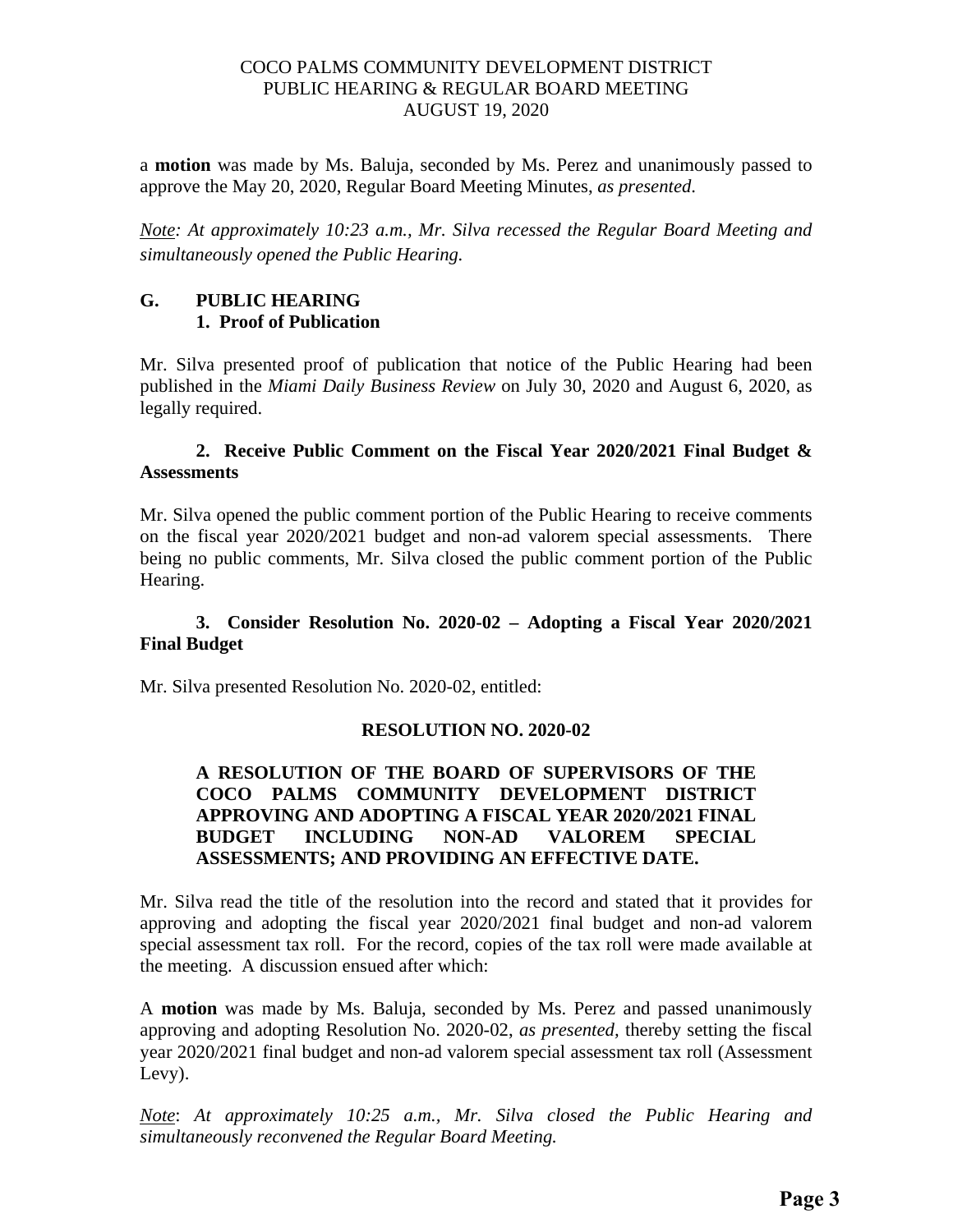a **motion** was made by Ms. Baluja, seconded by Ms. Perez and unanimously passed to approve the May 20, 2020, Regular Board Meeting Minutes, *as presented.*

*Note: At approximately 10:23 a.m., Mr. Silva recessed the Regular Board Meeting and simultaneously opened the Public Hearing.*

## G. PUBLIC HEARING

### 1. Proof of Publication

Mr. Silva presented proof of publication that notice of the Public Hearing had been published in the *Miami Daily Business Review* on July 30, 2020 and August 6, 2020, as legally required.

### 2. Receive Public Comment on the Fiscal Year 2020/2021 Final Budget & Assessments

Mr. Silva opened the public comment portion of the Public Hearing to receive comments on the fiscal year 2020/2021 budget and non-ad valorem special assessments. There being no public comments, Mr. Silva closed the public comment portion of the Public Hearing.

### 3. Consider Resolution No. 2020-02 – Adopting a Fiscal Year 2020/2021 Final Budget

Mr. Silva presented Resolution No. 2020-02, entitled:

**RESOLUTION NO. 2020-02**

**A RESOLUTION OF THE BOARD OF SUPERVISORS OF THE COCO PALMS COMMUNITY DEVELOPMENT DISTRICT APPROVING AND ADOPTING A FISCAL YEAR 2020/2021 FINAL BUDGET INCLUDING NON-AD VALOREM SPECIAL ASSESSMENTS; AND PROVIDING AN EFFECTIVE DATE.**

Mr. Silva read the title of the resolution into the record and stated that it provides for approving and adopting the fiscal year 2020/2021 final budget and non-ad valorem special assessment tax roll. For the record, copies of the tax roll were made available at the meeting. A discussion ensued after which:

A **motion** was made by Ms. Baluja, seconded by Ms. Perez and passed unanimously approving and adopting Resolution No. 2020-02, *as presented,* thereby setting the fiscal year 2020/2021 final budget and non-ad valorem special assessment tax roll (Assessment Levy).

*Note: At approximately 10:25 a.m., Mr. Silva closed the Public Hearing and simultaneously reconvened the Regular Board Meeting.*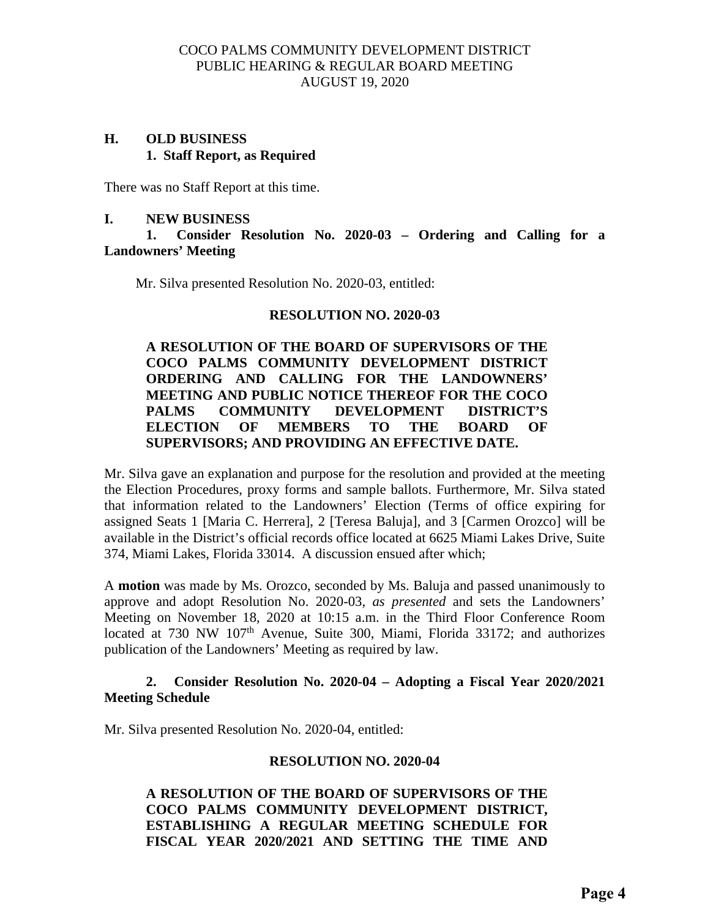## H. OLD BUSINESS

### 1. Staff Report, as Required

There was no Staff Report at this time.

## I. NEW BUSINESS

### 1. Consider Resolution No. 2020-03 – Ordering and Calling for a Landowners' Meeting

Mr. Silva presented Resolution No. 2020-03, entitled:

**RESOLUTION NO. 2020-03**

**A RESOLUTION OF THE BOARD OF SUPERVISORS OF THE COCO PALMS COMMUNITY DEVELOPMENT DISTRICT ORDERING AND CALLING FOR THE LANDOWNERS' MEETING AND PUBLIC NOTICE THEREOF FOR THE COCO PALMS COMMUNITY DEVELOPMENT DISTRICT'S ELECTION OF MEMBERS TO THE BOARD OF SUPERVISORS; AND PROVIDING AN EFFECTIVE DATE.**

Mr. Silva gave an explanation and purpose for the resolution and provided at the meeting the Election Procedures, proxy forms and sample ballots. Furthermore, Mr. Silva stated that information related to the Landowners' Election (Terms of office expiring for assigned Seats 1 [Maria C. Herrera], 2 [Teresa Baluja], and 3 [Carmen Orozco] will be available in the District's official records office located at 6625 Miami Lakes Drive, Suite 374, Miami Lakes, Florida 33014. A discussion ensued after which;

A **motion** was made by Ms. Orozco, seconded by Ms. Baluja and passed unanimously to approve and adopt Resolution No. 2020-03, *as presented* and sets the Landowners' Meeting on November 18, 2020 at 10:15 a.m. in the Third Floor Conference Room located at 730 NW 107th Avenue, Suite 300, Miami, Florida 33172; and authorizes publication of the Landowners' Meeting as required by law.

### 2. Consider Resolution No. 2020-04 – Adopting a Fiscal Year 2020/2021 Meeting Schedule

Mr. Silva presented Resolution No. 2020-04, entitled:

**RESOLUTION NO. 2020-04**

**A RESOLUTION OF THE BOARD OF SUPERVISORS OF THE COCO PALMS COMMUNITY DEVELOPMENT DISTRICT, ESTABLISHING A REGULAR MEETING SCHEDULE FOR FISCAL YEAR 2020/2021 AND SETTING THE TIME AND**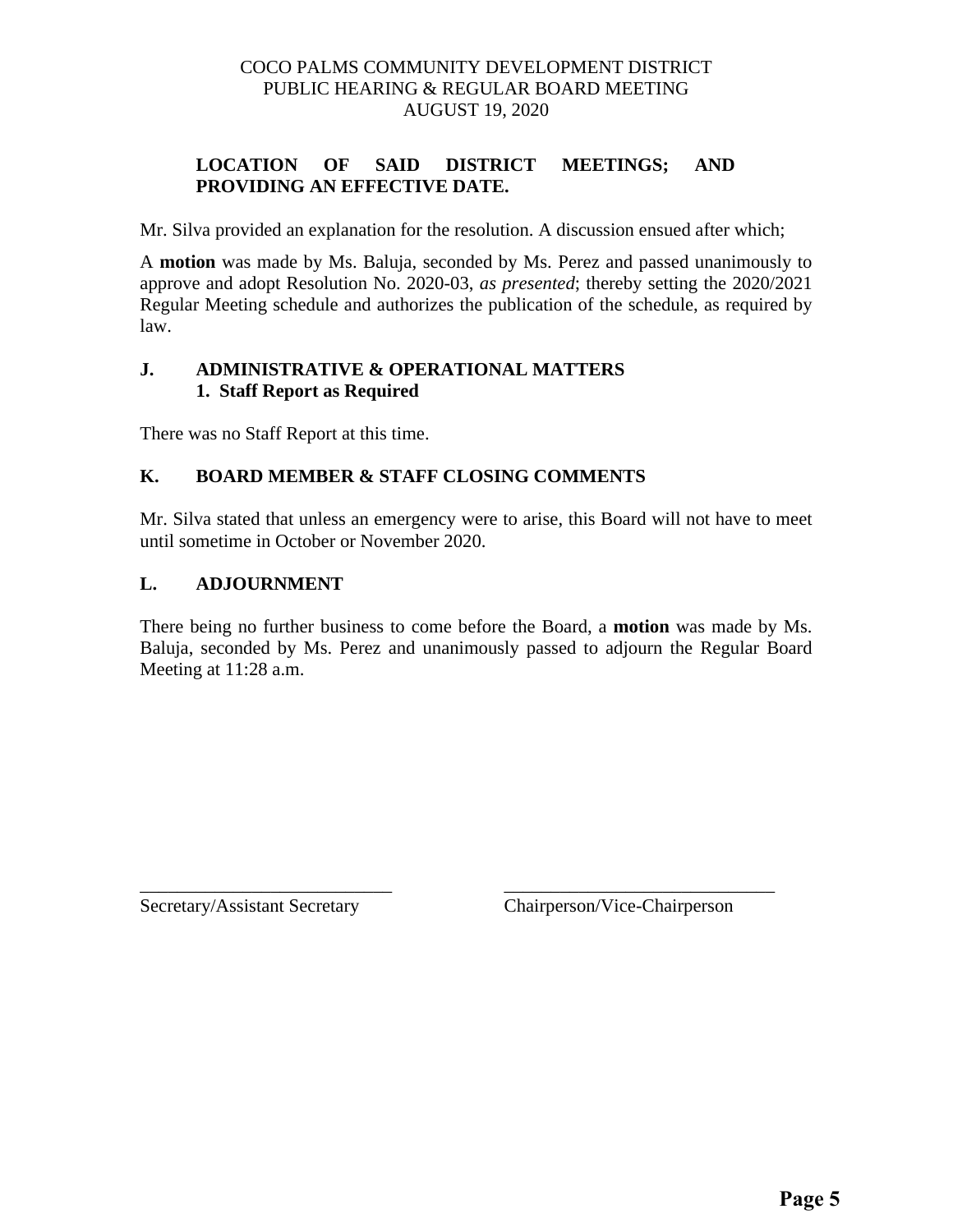**LOCATION OF SAID DISTRICT MEETINGS; AND PROVIDING AN EFFECTIVE DATE.**

Mr. Silva provided an explanation for the resolution. A discussion ensued after which;

A **motion** was made by Ms. Baluja, seconded by Ms. Perez and passed unanimously to approve and adopt Resolution No. 2020-03, *as presented*; thereby setting the 2020/2021 Regular Meeting schedule and authorizes the publication of the schedule, as required by law.

## J. ADMINISTRATIVE & OPERATIONAL MATTERS

### 1. Staff Report as Required

There was no Staff Report at this time.

## K. BOARD MEMBER & STAFF CLOSING COMMENTS

Mr. Silva stated that unless an emergency were to arise, this Board will not have to meet until sometime in October or November 2020.

## L. ADJOURNMENT

There being no further business to come before the Board, a **motion** was made by Ms. Baluja, seconded by Ms. Perez and unanimously passed to adjourn the Regular Board Meeting at 11:28 a.m.

___________________________ Secretary/Assistant Secretary

______________________________ Chairperson/Vice-Chairperson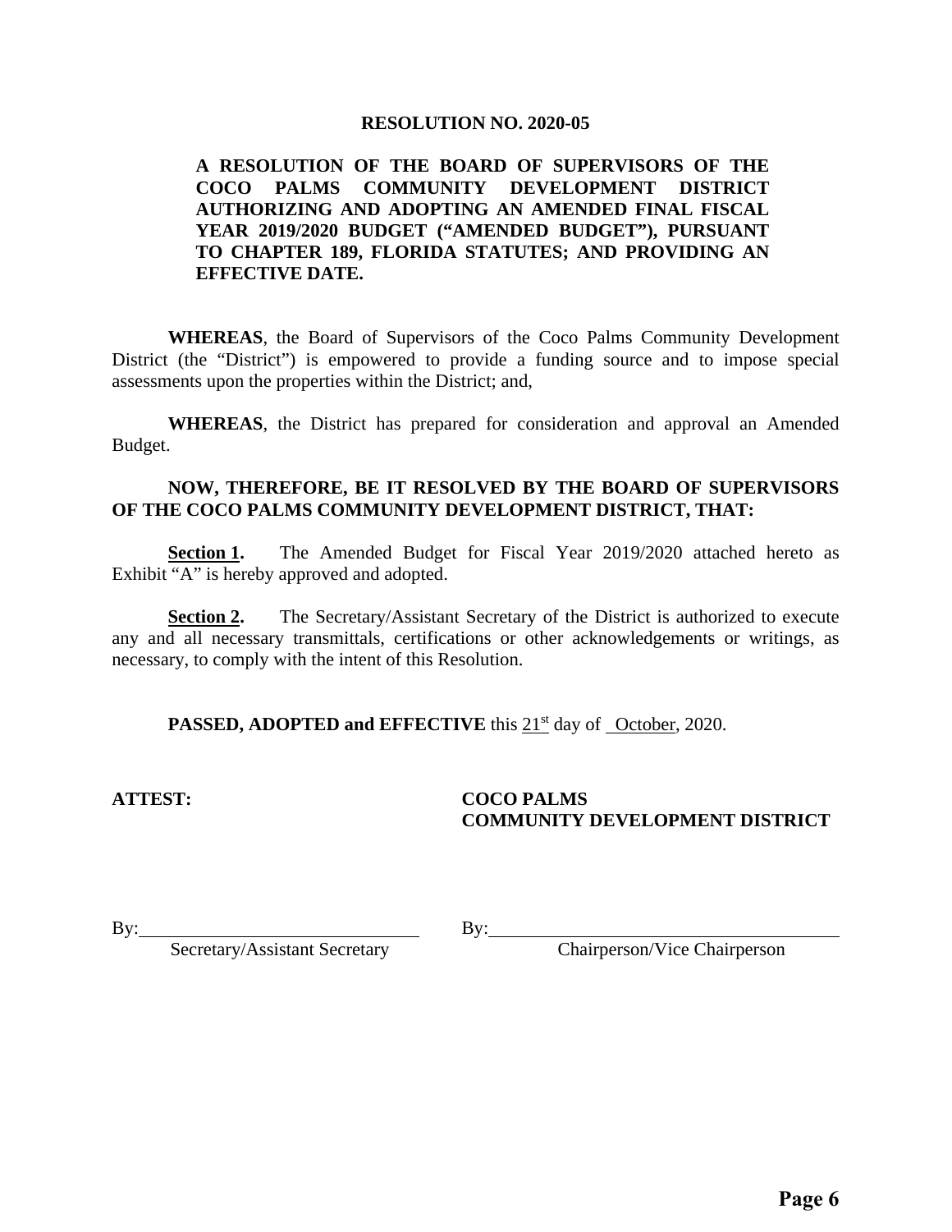# RESOLUTION NO. 2020-05

**A RESOLUTION OF THE BOARD OF SUPERVISORS OF THE COCO PALMS COMMUNITY DEVELOPMENT DISTRICT AUTHORIZING AND ADOPTING AN AMENDED FINAL FISCAL YEAR 2019/2020 BUDGET ("AMENDED BUDGET"), PURSUANT TO CHAPTER 189, FLORIDA STATUTES; AND PROVIDING AN EFFECTIVE DATE.**

**WHEREAS**, the Board of Supervisors of the Coco Palms Community Development District (the "District") is empowered to provide a funding source and to impose special assessments upon the properties within the District; and,

**WHEREAS**, the District has prepared for consideration and approval an Amended Budget.

**NOW, THEREFORE, BE IT RESOLVED BY THE BOARD OF SUPERVISORS OF THE COCO PALMS COMMUNITY DEVELOPMENT DISTRICT, THAT:**

**Section 1.** The Amended Budget for Fiscal Year 2019/2020 attached hereto as Exhibit "A" is hereby approved and adopted.

**Section 2.** The Secretary/Assistant Secretary of the District is authorized to execute any and all necessary transmittals, certifications or other acknowledgements or writings, as necessary, to comply with the intent of this Resolution.

**PASSED, ADOPTED and EFFECTIVE** this 21st day of October, 2020.

**ATTEST:**

By: ______________________________
Secretary/Assistant Secretary

**COCO PALMS COMMUNITY DEVELOPMENT DISTRICT**

By: ______________________________
Chairperson/Vice Chairperson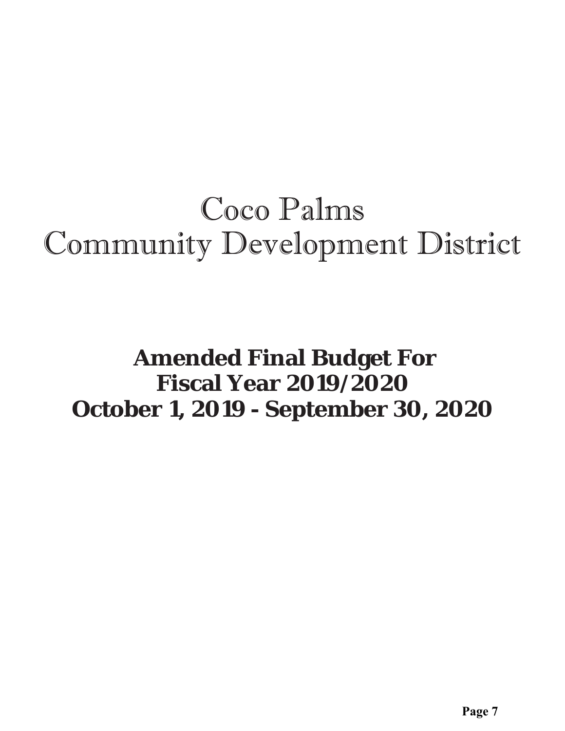# Coco Palms
# Community Development District

**Amended Final Budget For**
**Fiscal Year 2019/2020**
**October 1, 2019 - September 30, 2020**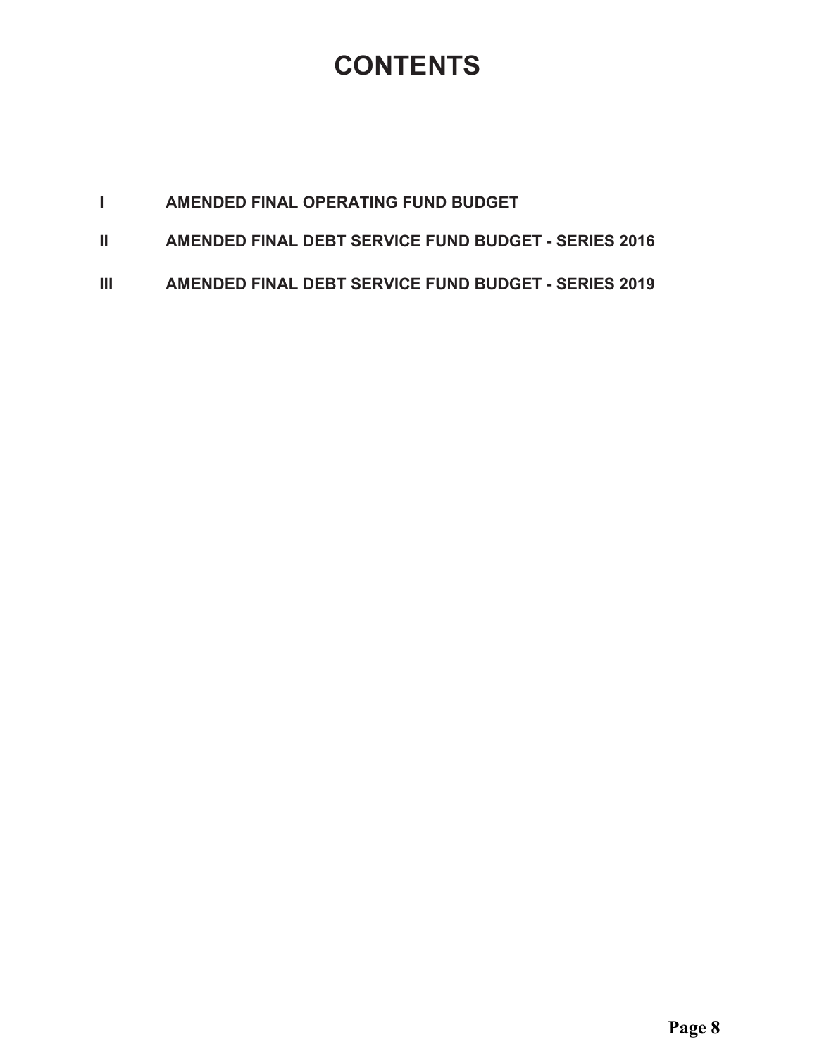# CONTENTS

| | |
|---|---|
| I | AMENDED FINAL OPERATING FUND BUDGET |
| II | AMENDED FINAL DEBT SERVICE FUND BUDGET - SERIES 2016 |
| III | AMENDED FINAL DEBT SERVICE FUND BUDGET - SERIES 2019 |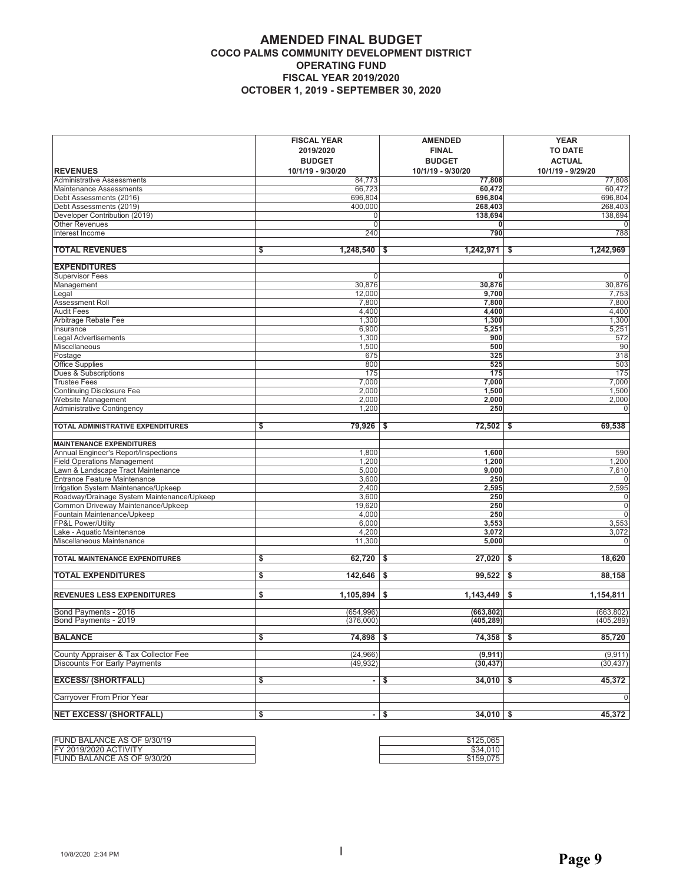# AMENDED FINAL BUDGET
## COCO PALMS COMMUNITY DEVELOPMENT DISTRICT
## OPERATING FUND
## FISCAL YEAR 2019/2020
## OCTOBER 1, 2019 - SEPTEMBER 30, 2020

| REVENUES | FISCAL YEAR 2019/2020 BUDGET 10/1/19 - 9/30/20 | AMENDED FINAL BUDGET 10/1/19 - 9/30/20 | YEAR TO DATE ACTUAL 10/1/19 - 9/29/20 |
|---|---|---|---|
| Administrative Assessments | 84,773 | **77,808** | 77,808 |
| Maintenance Assessments | 66,723 | **60,472** | 60,472 |
| Debt Assessments (2016) | 696,804 | **696,804** | 696,804 |
| Debt Assessments (2019) | 400,000 | **268,403** | 268,403 |
| Developer Contribution (2019) | 0 | **138,694** | 138,694 |
| Other Revenues | 0 | **0** | 0 |
| Interest Income | 240 | **790** | 788 |
| **TOTAL REVENUES** | **$ 1,248,540** | **$ 1,242,971** | **$ 1,242,969** |
| **EXPENDITURES** | | | |
| Supervisor Fees | 0 | **0** | 0 |
| Management | 30,876 | **30,876** | 30,876 |
| Legal | 12,000 | **9,700** | 7,753 |
| Assessment Roll | 7,800 | **7,800** | 7,800 |
| Audit Fees | 4,400 | **4,400** | 4,400 |
| Arbitrage Rebate Fee | 1,300 | **1,300** | 1,300 |
| Insurance | 6,900 | **5,251** | 5,251 |
| Legal Advertisements | 1,300 | **900** | 572 |
| Miscellaneous | 1,500 | **500** | 90 |
| Postage | 675 | **325** | 318 |
| Office Supplies | 800 | **525** | 503 |
| Dues & Subscriptions | 175 | **175** | 175 |
| Trustee Fees | 7,000 | **7,000** | 7,000 |
| Continuing Disclosure Fee | 2,000 | **1,500** | 1,500 |
| Website Management | 2,000 | **2,000** | 2,000 |
| Administrative Contingency | 1,200 | **250** | 0 |
| **TOTAL ADMINISTRATIVE EXPENDITURES** | **$ 79,926** | **$ 72,502** | **$ 69,538** |
| **MAINTENANCE EXPENDITURES** | | | |
| Annual Engineer's Report/Inspections | 1,800 | **1,600** | 590 |
| Field Operations Management | 1,200 | **1,200** | 1,200 |
| Lawn & Landscape Tract Maintenance | 5,000 | **9,000** | 7,610 |
| Entrance Feature Maintenance | 3,600 | **250** | 0 |
| Irrigation System Maintenance/Upkeep | 2,400 | **2,595** | 2,595 |
| Roadway/Drainage System Maintenance/Upkeep | 3,600 | **250** | 0 |
| Common Driveway Maintenance/Upkeep | 19,620 | **250** | 0 |
| Fountain Maintenance/Upkeep | 4,000 | **250** | 0 |
| FP&L Power/Utility | 6,000 | **3,553** | 3,553 |
| Lake - Aquatic Maintenance | 4,200 | **3,072** | 3,072 |
| Miscellaneous Maintenance | 11,300 | **5,000** | 0 |
| **TOTAL MAINTENANCE EXPENDITURES** | **$ 62,720** | **$ 27,020** | **$ 18,620** |
| **TOTAL EXPENDITURES** | **$ 142,646** | **$ 99,522** | **$ 88,158** |
| **REVENUES LESS EXPENDITURES** | **$ 1,105,894** | **$ 1,143,449** | **$ 1,154,811** |
| Bond Payments - 2016 | (654,996) | **(663,802)** | (663,802) |
| Bond Payments - 2019 | (376,000) | **(405,289)** | (405,289) |
| **BALANCE** | **$ 74,898** | **$ 74,358** | **$ 85,720** |
| County Appraiser & Tax Collector Fee | (24,966) | **(9,911)** | (9,911) |
| Discounts For Early Payments | (49,932) | **(30,437)** | (30,437) |
| **EXCESS/ (SHORTFALL)** | **$ -** | **$ 34,010** | **$ 45,372** |
| Carryover From Prior Year | | | 0 |
| **NET EXCESS/ (SHORTFALL)** | **$ -** | **$ 34,010** | **$ 45,372** |

| | |
|---|---|
| FUND BALANCE AS OF 9/30/19 | $125,065 |
| FY 2019/2020 ACTIVITY | $34,010 |
| FUND BALANCE AS OF 9/30/20 | $159,075 |

10/8/2020 2:34 PM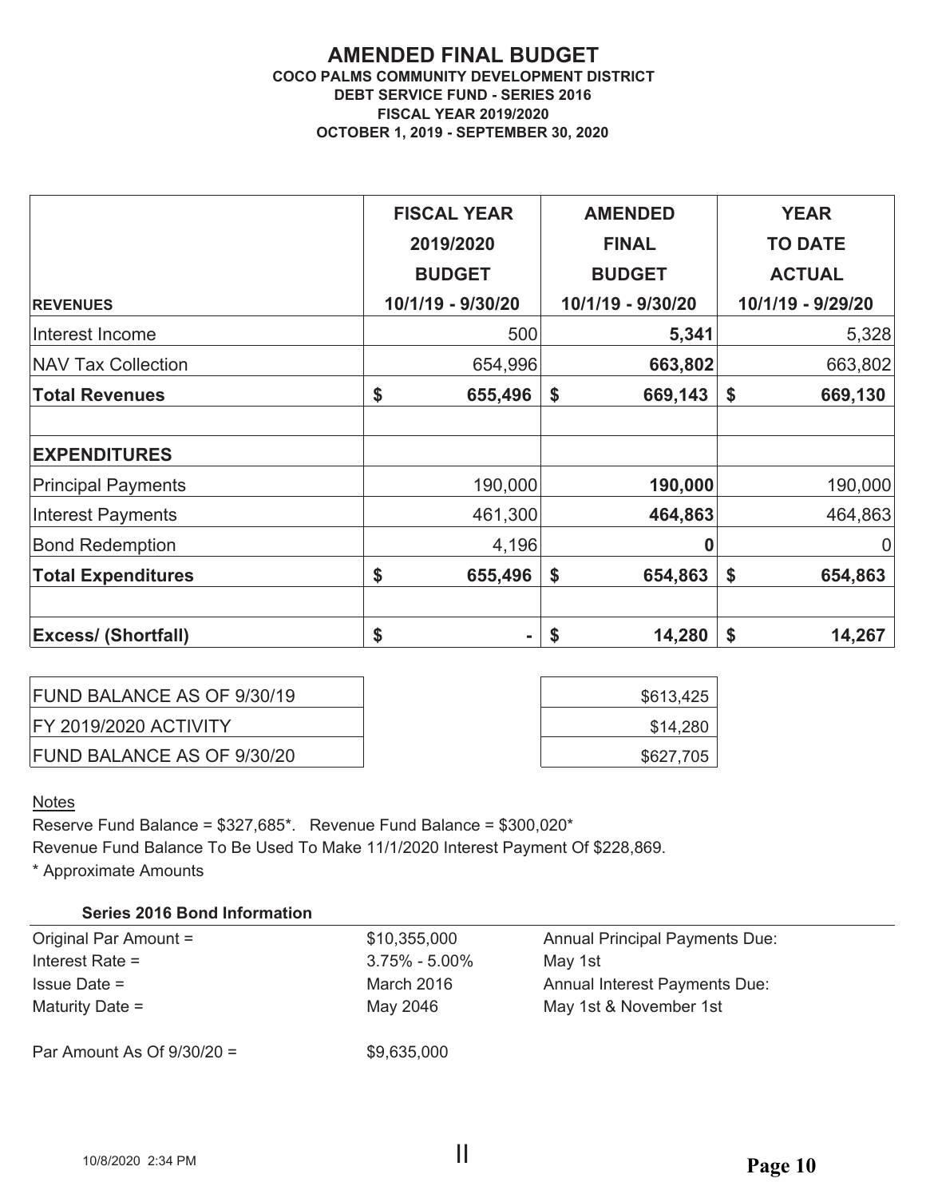# AMENDED FINAL BUDGET

**COCO PALMS COMMUNITY DEVELOPMENT DISTRICT**
**DEBT SERVICE FUND - SERIES 2016**
**FISCAL YEAR 2019/2020**
**OCTOBER 1, 2019 - SEPTEMBER 30, 2020**

| REVENUES | FISCAL YEAR 2019/2020 BUDGET 10/1/19 - 9/30/20 | AMENDED FINAL BUDGET 10/1/19 - 9/30/20 | YEAR TO DATE ACTUAL 10/1/19 - 9/29/20 |
|---|---|---|---|
| Interest Income | 500 | **5,341** | 5,328 |
| NAV Tax Collection | 654,996 | **663,802** | 663,802 |
| **Total Revenues** | **$ 655,496** | **$ 669,143** | **$ 669,130** |
| | | | |
| **EXPENDITURES** | | | |
| Principal Payments | 190,000 | **190,000** | 190,000 |
| Interest Payments | 461,300 | **464,863** | 464,863 |
| Bond Redemption | 4,196 | **0** | 0 |
| **Total Expenditures** | **$ 655,496** | **$ 654,863** | **$ 654,863** |
| | | | |
| **Excess/ (Shortfall)** | **$ -** | **$ 14,280** | **$ 14,267** |

| | |
|---|---|
| FUND BALANCE AS OF 9/30/19 | $613,425 |
| FY 2019/2020 ACTIVITY | $14,280 |
| FUND BALANCE AS OF 9/30/20 | $627,705 |

Notes

Reserve Fund Balance = $327,685*. Revenue Fund Balance = $300,020*

Revenue Fund Balance To Be Used To Make 11/1/2020 Interest Payment Of $228,869.

* Approximate Amounts

**Series 2016 Bond Information**

| | | |
|---|---|---|
| Original Par Amount = | $10,355,000 | Annual Principal Payments Due: |
| Interest Rate = | 3.75% - 5.00% | May 1st |
| Issue Date = | March 2016 | Annual Interest Payments Due: |
| Maturity Date = | May 2046 | May 1st & November 1st |
| | | |
| Par Amount As Of 9/30/20 = | $9,635,000 | |

10/8/2020 2:34 PM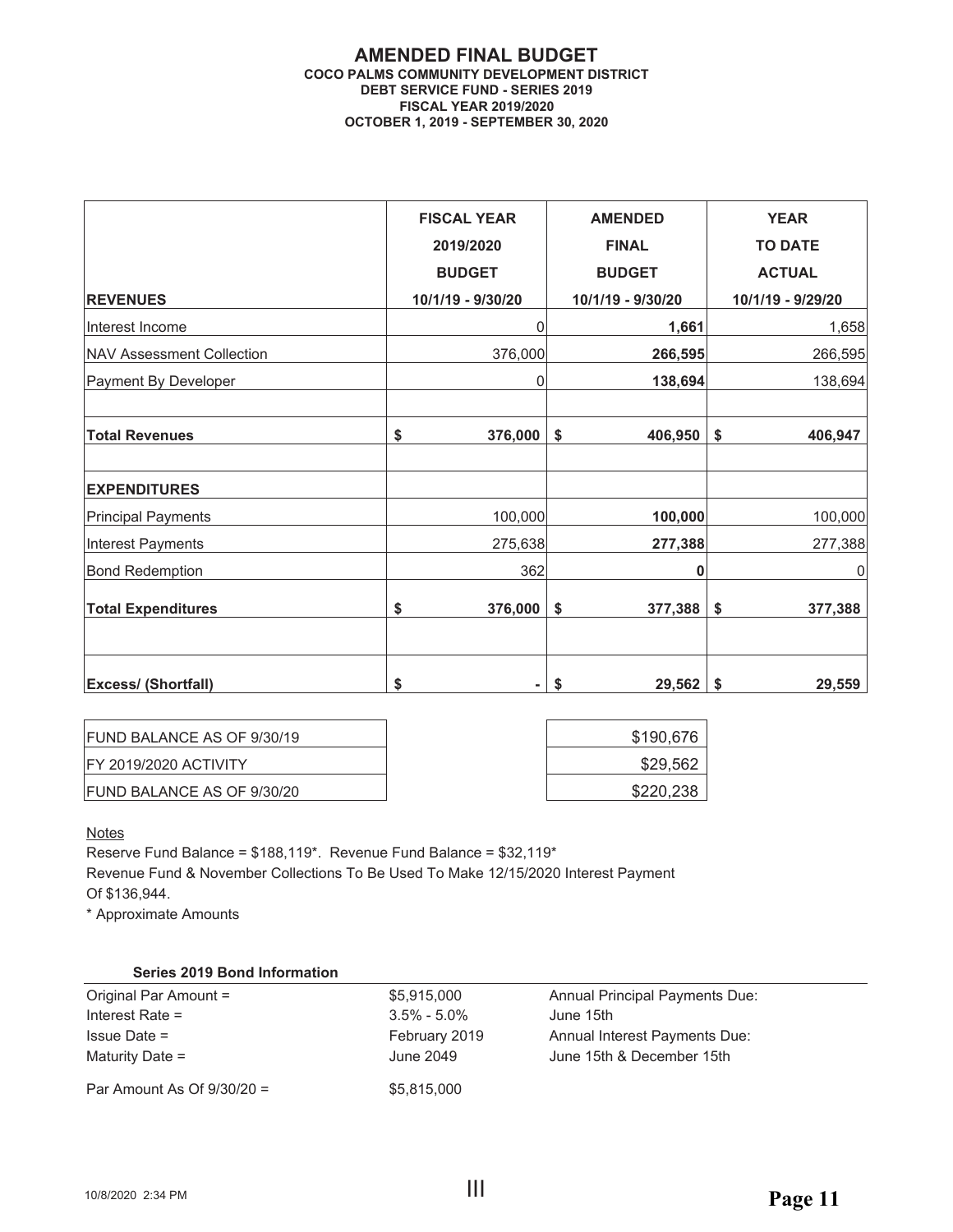# AMENDED FINAL BUDGET
## COCO PALMS COMMUNITY DEVELOPMENT DISTRICT
### DEBT SERVICE FUND - SERIES 2019
### FISCAL YEAR 2019/2020
### OCTOBER 1, 2019 - SEPTEMBER 30, 2020

| REVENUES | FISCAL YEAR 2019/2020 BUDGET 10/1/19 - 9/30/20 | AMENDED FINAL BUDGET 10/1/19 - 9/30/20 | YEAR TO DATE ACTUAL 10/1/19 - 9/29/20 |
|---|---|---|---|
| Interest Income | 0 | **1,661** | 1,658 |
| NAV Assessment Collection | 376,000 | **266,595** | 266,595 |
| Payment By Developer | 0 | **138,694** | 138,694 |
| | | | |
| **Total Revenues** | **$ 376,000** | **$ 406,950** | **$ 406,947** |
| | | | |
| **EXPENDITURES** | | | |
| Principal Payments | 100,000 | **100,000** | 100,000 |
| Interest Payments | 275,638 | **277,388** | 277,388 |
| Bond Redemption | 362 | **0** | 0 |
| **Total Expenditures** | **$ 376,000** | **$ 377,388** | **$ 377,388** |
| | | | |
| **Excess/ (Shortfall)** | **$ -** | **$ 29,562** | **$ 29,559** |

| | |
|---|---|
| FUND BALANCE AS OF 9/30/19 | $190,676 |
| FY 2019/2020 ACTIVITY | $29,562 |
| FUND BALANCE AS OF 9/30/20 | $220,238 |

Notes

Reserve Fund Balance = $188,119*. Revenue Fund Balance = $32,119*

Revenue Fund & November Collections To Be Used To Make 12/15/2020 Interest Payment Of $136,944.

* Approximate Amounts

**Series 2019 Bond Information**

| | | |
|---|---|---|
| Original Par Amount = | $5,915,000 | Annual Principal Payments Due: |
| Interest Rate = | 3.5% - 5.0% | June 15th |
| Issue Date = | February 2019 | Annual Interest Payments Due: |
| Maturity Date = | June 2049 | June 15th & December 15th |
| Par Amount As Of 9/30/20 = | $5,815,000 | |

10/8/2020 2:34 PM